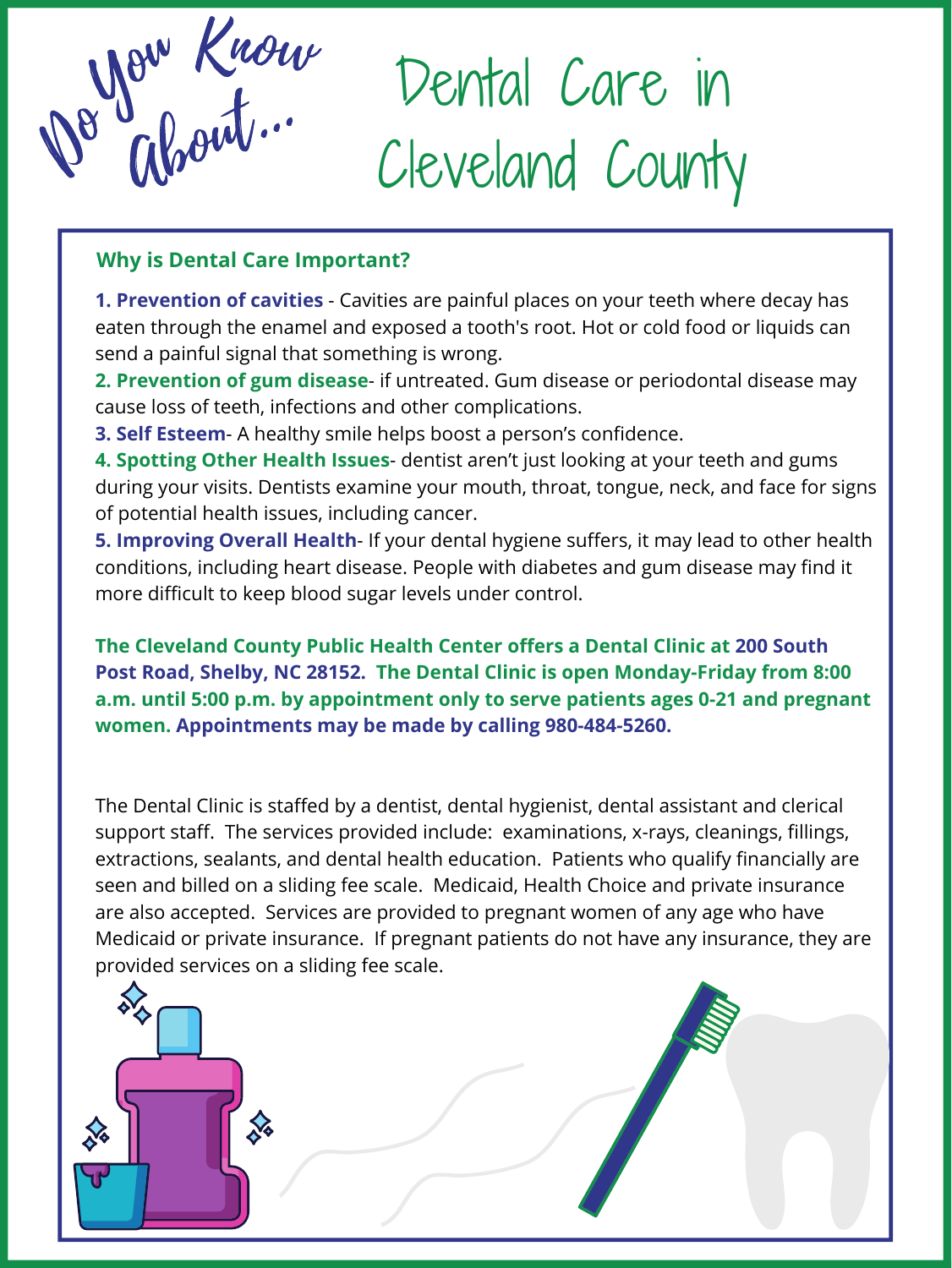*Do You Know About...*

# Dental Care in Cleveland County

## Why is Dental Care Important?

**1. Prevention of cavities** - Cavities are painful places on your teeth where decay has eaten through the enamel and exposed a tooth's root. Hot or cold food or liquids can send a painful signal that something is wrong.

**2. Prevention of gum disease**- if untreated. Gum disease or periodontal disease may cause loss of teeth, infections and other complications.

**3. Self Esteem**- A healthy smile helps boost a person's confidence.

**4. Spotting Other Health Issues**- dentist aren't just looking at your teeth and gums during your visits. Dentists examine your mouth, throat, tongue, neck, and face for signs of potential health issues, including cancer.

**5. Improving Overall Health**- If your dental hygiene suffers, it may lead to other health conditions, including heart disease. People with diabetes and gum disease may find it more difficult to keep blood sugar levels under control.

**The Cleveland County Public Health Center offers a Dental Clinic at 200 South Post Road, Shelby, NC 28152. The Dental Clinic is open Monday-Friday from 8:00 a.m. until 5:00 p.m. by appointment only to serve patients ages 0-21 and pregnant women. Appointments may be made by calling 980-484-5260.**

The Dental Clinic is staffed by a dentist, dental hygienist, dental assistant and clerical support staff. The services provided include: examinations, x-rays, cleanings, fillings, extractions, sealants, and dental health education. Patients who qualify financially are seen and billed on a sliding fee scale. Medicaid, Health Choice and private insurance are also accepted. Services are provided to pregnant women of any age who have Medicaid or private insurance. If pregnant patients do not have any insurance, they are provided services on a sliding fee scale.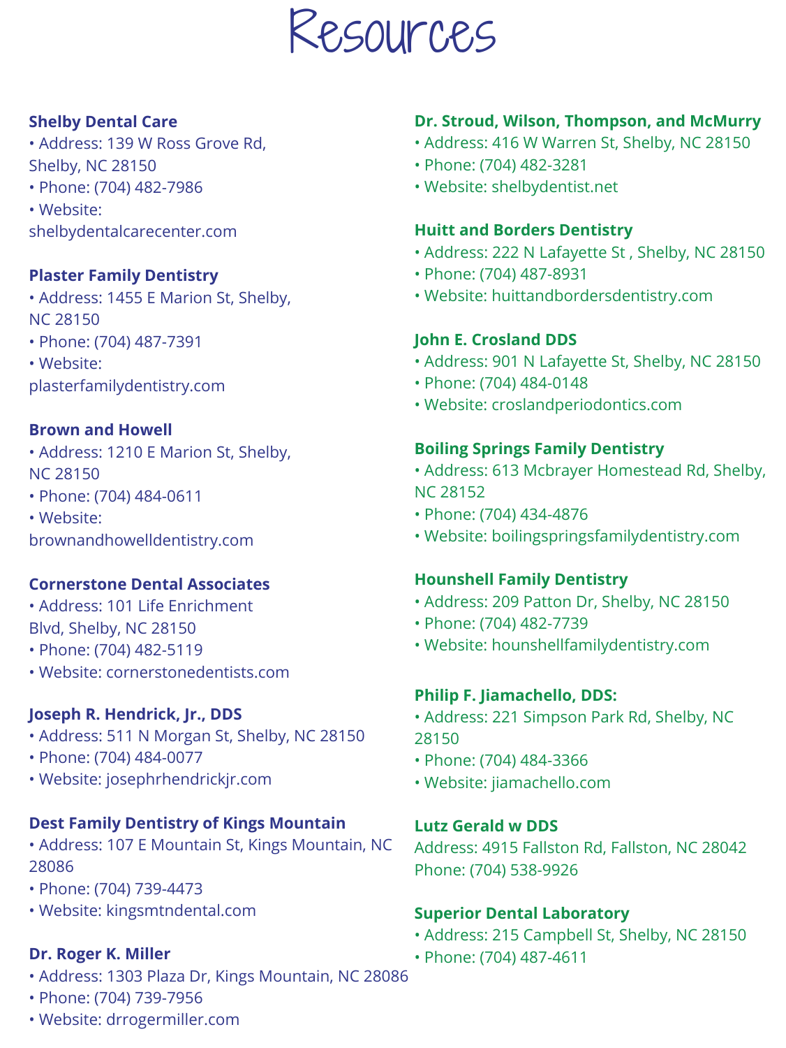# Resources

**Shelby Dental Care**

- Address: 139 W Ross Grove Rd, Shelby, NC 28150
- Phone: (704) 482-7986
- Website: shelbydentalcarecenter.com

**Plaster Family Dentistry**

- Address: 1455 E Marion St, Shelby, NC 28150
- Phone: (704) 487-7391
- Website: plasterfamilydentistry.com

**Brown and Howell**

- Address: 1210 E Marion St, Shelby, NC 28150
- Phone: (704) 484-0611
- Website: brownandhowelldentistry.com

**Cornerstone Dental Associates**

- Address: 101 Life Enrichment Blvd, Shelby, NC 28150
- Phone: (704) 482-5119
- Website: cornerstonedentists.com

**Joseph R. Hendrick, Jr., DDS**

- Address: 511 N Morgan St, Shelby, NC 28150
- Phone: (704) 484-0077
- Website: josephrhendrickjr.com

**Dest Family Dentistry of Kings Mountain**

- Address: 107 E Mountain St, Kings Mountain, NC 28086
- Phone: (704) 739-4473
- Website: kingsmtndental.com

**Dr. Roger K. Miller**

- Address: 1303 Plaza Dr, Kings Mountain, NC 28086
- Phone: (704) 739-7956
- Website: drrogermiller.com

**Dr. Stroud, Wilson, Thompson, and McMurry**

- Address: 416 W Warren St, Shelby, NC 28150
- Phone: (704) 482-3281
- Website: shelbydentist.net

**Huitt and Borders Dentistry**

- Address: 222 N Lafayette St , Shelby, NC 28150
- Phone: (704) 487-8931
- Website: huittandbordersdentistry.com

**John E. Crosland DDS**

- Address: 901 N Lafayette St, Shelby, NC 28150
- Phone: (704) 484-0148
- Website: croslandperiodontics.com

**Boiling Springs Family Dentistry**

- Address: 613 Mcbrayer Homestead Rd, Shelby, NC 28152
- Phone: (704) 434-4876
- Website: boilingspringsfamilydentistry.com

**Hounshell Family Dentistry**

- Address: 209 Patton Dr, Shelby, NC 28150
- Phone: (704) 482-7739
- Website: hounshellfamilydentistry.com

**Philip F. Jiamachello, DDS:**

- Address: 221 Simpson Park Rd, Shelby, NC 28150
- Phone: (704) 484-3366
- Website: jiamachello.com

**Lutz Gerald w DDS**

Address: 4915 Fallston Rd, Fallston, NC 28042
Phone: (704) 538-9926

**Superior Dental Laboratory**

- Address: 215 Campbell St, Shelby, NC 28150
- Phone: (704) 487-4611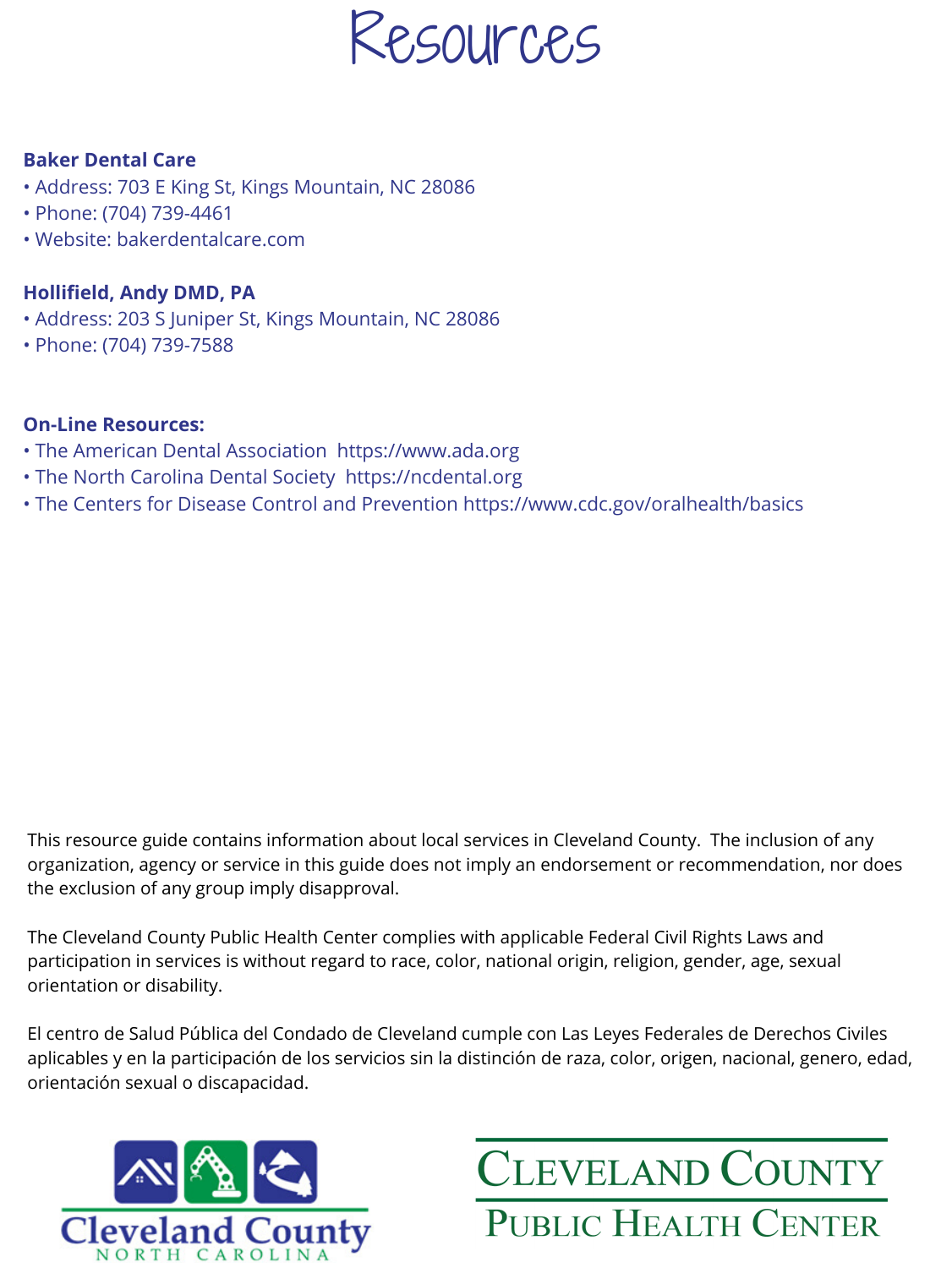# Resources

**Baker Dental Care**
- Address: 703 E King St, Kings Mountain, NC 28086
- Phone: (704) 739-4461
- Website: bakerdentalcare.com

**Hollifield, Andy DMD, PA**
- Address: 203 S Juniper St, Kings Mountain, NC 28086
- Phone: (704) 739-7588

**On-Line Resources:**
- The American Dental Association https://www.ada.org
- The North Carolina Dental Society https://ncdental.org
- The Centers for Disease Control and Prevention https://www.cdc.gov/oralhealth/basics

This resource guide contains information about local services in Cleveland County. The inclusion of any organization, agency or service in this guide does not imply an endorsement or recommendation, nor does the exclusion of any group imply disapproval.

The Cleveland County Public Health Center complies with applicable Federal Civil Rights Laws and participation in services is without regard to race, color, national origin, religion, gender, age, sexual orientation or disability.

El centro de Salud Pública del Condado de Cleveland cumple con Las Leyes Federales de Derechos Civiles aplicables y en la participación de los servicios sin la distinción de raza, color, origen, nacional, genero, edad, orientación sexual o discapacidad.

Cleveland County North Carolina

Cleveland County Public Health Center